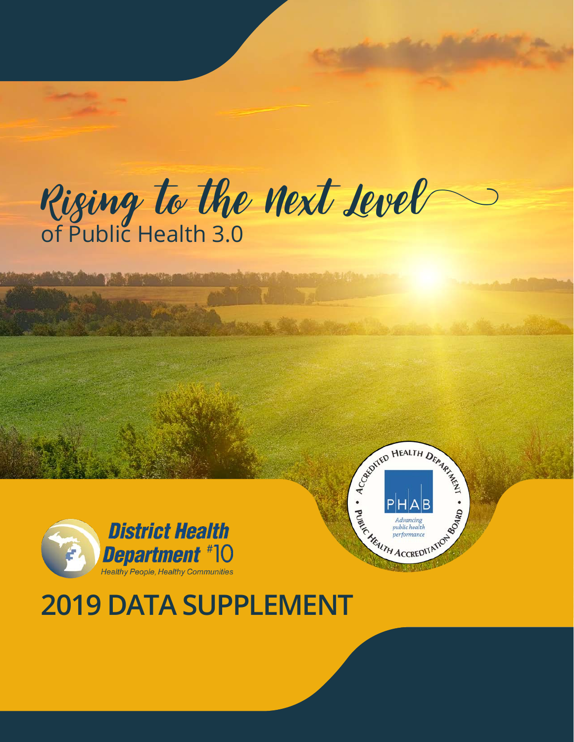# Rising to the Next Level

of Public Health 3.0

District Health Department #10

*Healthy People, Healthy Communities*

Accredited Health Department

PHAB

*Advancing public health performance*

Public Health Accreditation Board

## 2019 DATA SUPPLEMENT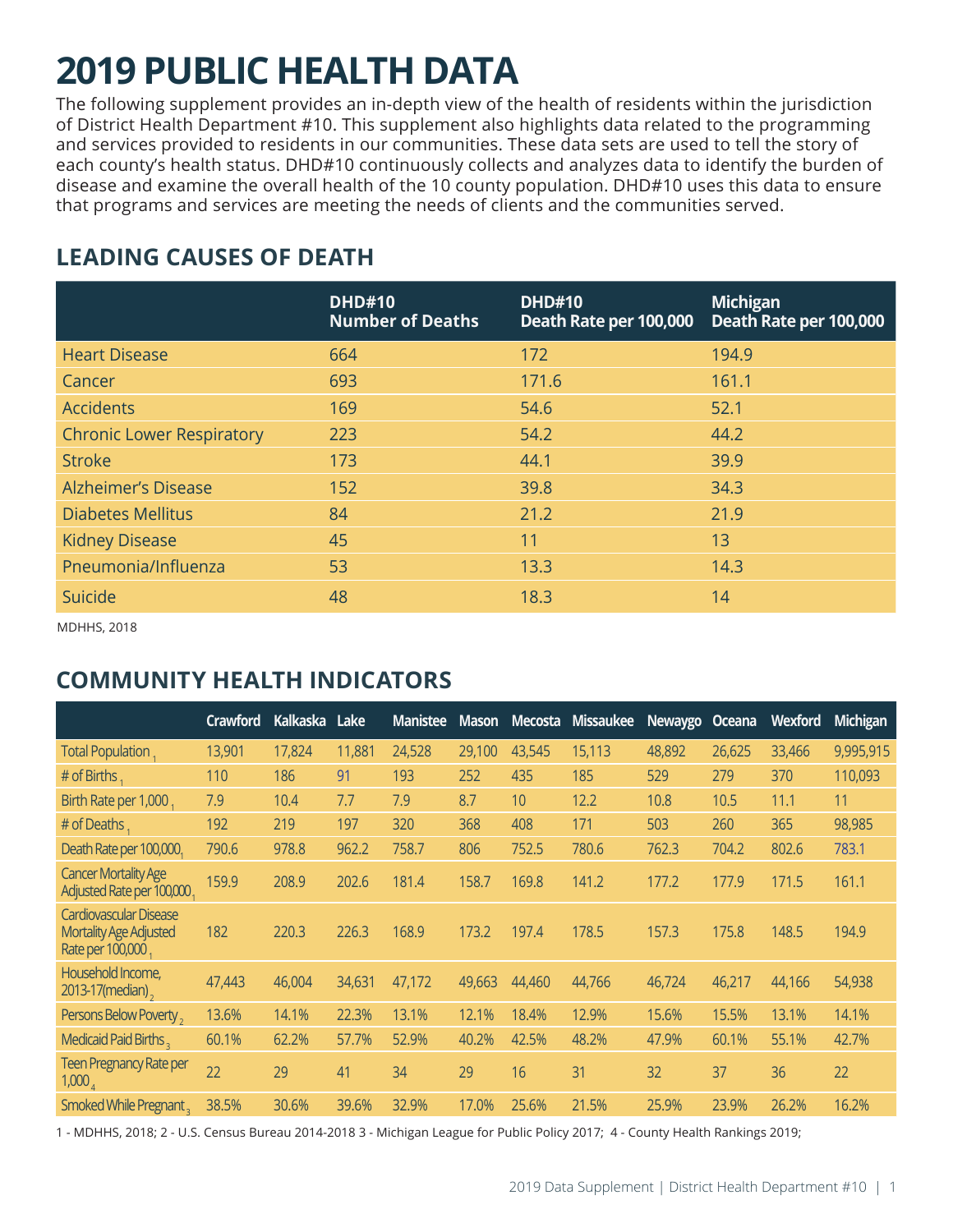# 2019 PUBLIC HEALTH DATA

The following supplement provides an in-depth view of the health of residents within the jurisdiction of District Health Department #10. This supplement also highlights data related to the programming and services provided to residents in our communities. These data sets are used to tell the story of each county's health status. DHD#10 continuously collects and analyzes data to identify the burden of disease and examine the overall health of the 10 county population. DHD#10 uses this data to ensure that programs and services are meeting the needs of clients and the communities served.

## LEADING CAUSES OF DEATH

| | DHD#10 Number of Deaths | DHD#10 Death Rate per 100,000 | Michigan Death Rate per 100,000 |
|---|---|---|---|
| Heart Disease | 664 | 172 | 194.9 |
| Cancer | 693 | 171.6 | 161.1 |
| Accidents | 169 | 54.6 | 52.1 |
| Chronic Lower Respiratory | 223 | 54.2 | 44.2 |
| Stroke | 173 | 44.1 | 39.9 |
| Alzheimer's Disease | 152 | 39.8 | 34.3 |
| Diabetes Mellitus | 84 | 21.2 | 21.9 |
| Kidney Disease | 45 | 11 | 13 |
| Pneumonia/Influenza | 53 | 13.3 | 14.3 |
| Suicide | 48 | 18.3 | 14 |

MDHHS, 2018

## COMMUNITY HEALTH INDICATORS

| | Crawford | Kalkaska | Lake | Manistee | Mason | Mecosta | Missaukee | Newaygo | Oceana | Wexford | Michigan |
|---|---|---|---|---|---|---|---|---|---|---|---|
| Total Population [1] | 13,901 | 17,824 | 11,881 | 24,528 | 29,100 | 43,545 | 15,113 | 48,892 | 26,625 | 33,466 | 9,995,915 |
| # of Births [1] | 110 | 186 | 91 | 193 | 252 | 435 | 185 | 529 | 279 | 370 | 110,093 |
| Birth Rate per 1,000 [1] | 7.9 | 10.4 | 7.7 | 7.9 | 8.7 | 10 | 12.2 | 10.8 | 10.5 | 11.1 | 11 |
| # of Deaths [1] | 192 | 219 | 197 | 320 | 368 | 408 | 171 | 503 | 260 | 365 | 98,985 |
| Death Rate per 100,000 [1] | 790.6 | 978.8 | 962.2 | 758.7 | 806 | 752.5 | 780.6 | 762.3 | 704.2 | 802.6 | 783.1 |
| Cancer Mortality Age Adjusted Rate per 100,000 [1] | 159.9 | 208.9 | 202.6 | 181.4 | 158.7 | 169.8 | 141.2 | 177.2 | 177.9 | 171.5 | 161.1 |
| Cardiovascular Disease Mortality Age Adjusted Rate per 100,000 [1] | 182 | 220.3 | 226.3 | 168.9 | 173.2 | 197.4 | 178.5 | 157.3 | 175.8 | 148.5 | 194.9 |
| Household Income, 2013-17(median) [2] | 47,443 | 46,004 | 34,631 | 47,172 | 49,663 | 44,460 | 44,766 | 46,724 | 46,217 | 44,166 | 54,938 |
| Persons Below Poverty [2] | 13.6% | 14.1% | 22.3% | 13.1% | 12.1% | 18.4% | 12.9% | 15.6% | 15.5% | 13.1% | 14.1% |
| Medicaid Paid Births [3] | 60.1% | 62.2% | 57.7% | 52.9% | 40.2% | 42.5% | 48.2% | 47.9% | 60.1% | 55.1% | 42.7% |
| Teen Pregnancy Rate per 1,000 [4] | 22 | 29 | 41 | 34 | 29 | 16 | 31 | 32 | 37 | 36 | 22 |
| Smoked While Pregnant [3] | 38.5% | 30.6% | 39.6% | 32.9% | 17.0% | 25.6% | 21.5% | 25.9% | 23.9% | 26.2% | 16.2% |

1 - MDHHS, 2018; 2 - U.S. Census Bureau 2014-2018 3 - Michigan League for Public Policy 2017; 4 - County Health Rankings 2019;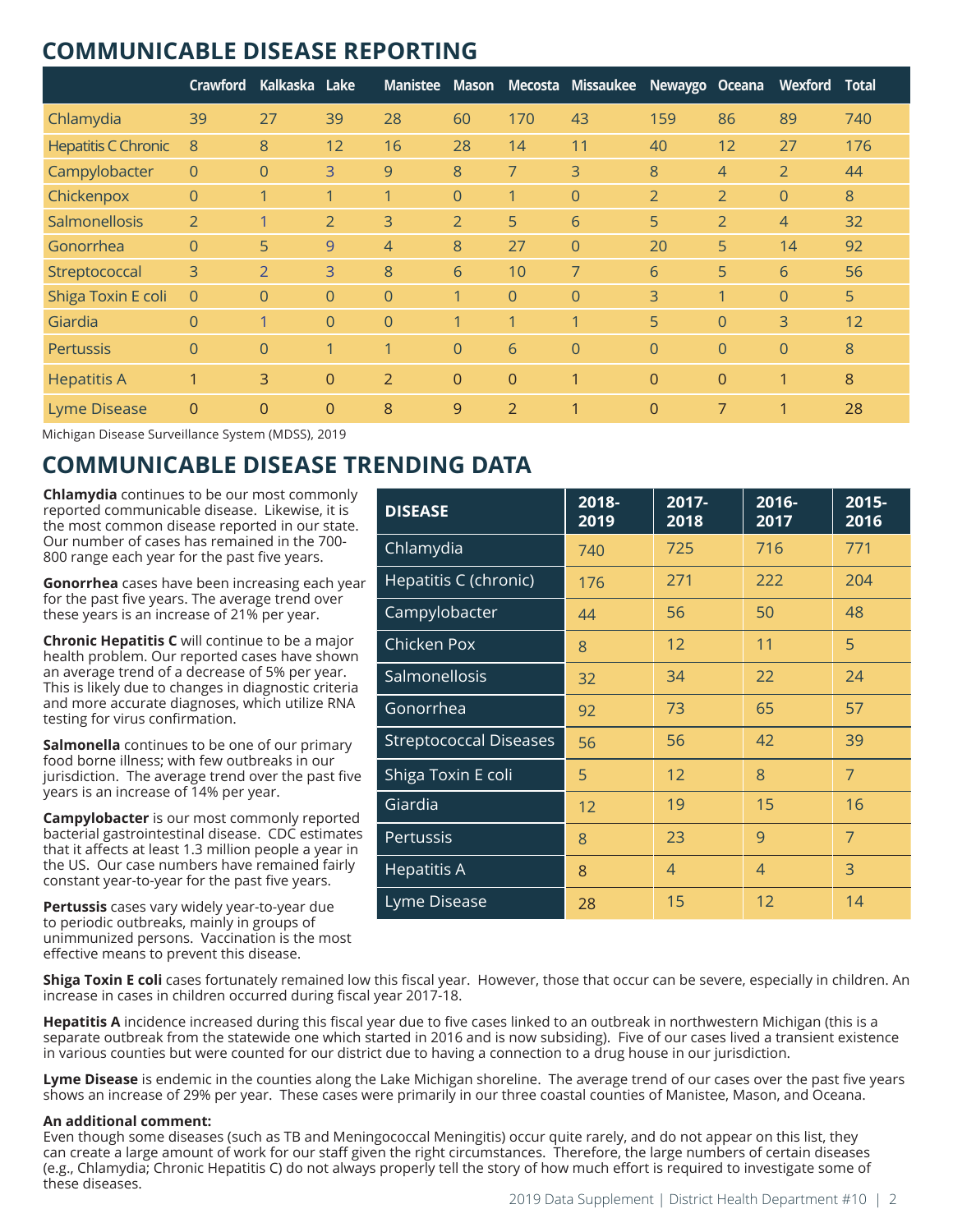## COMMUNICABLE DISEASE REPORTING

| | Crawford | Kalkaska | Lake | Manistee | Mason | Mecosta | Missaukee | Newaygo | Oceana | Wexford | Total |
|---|---|---|---|---|---|---|---|---|---|---|---|
| Chlamydia | 39 | 27 | 39 | 28 | 60 | 170 | 43 | 159 | 86 | 89 | 740 |
| Hepatitis C Chronic | 8 | 8 | 12 | 16 | 28 | 14 | 11 | 40 | 12 | 27 | 176 |
| Campylobacter | 0 | 0 | 3 | 9 | 8 | 7 | 3 | 8 | 4 | 2 | 44 |
| Chickenpox | 0 | 1 | 1 | 1 | 0 | 1 | 0 | 2 | 2 | 0 | 8 |
| Salmonellosis | 2 | 1 | 2 | 3 | 2 | 5 | 6 | 5 | 2 | 4 | 32 |
| Gonorrhea | 0 | 5 | 9 | 4 | 8 | 27 | 0 | 20 | 5 | 14 | 92 |
| Streptococcal | 3 | 2 | 3 | 8 | 6 | 10 | 7 | 6 | 5 | 6 | 56 |
| Shiga Toxin E coli | 0 | 0 | 0 | 0 | 1 | 0 | 0 | 3 | 1 | 0 | 5 |
| Giardia | 0 | 1 | 0 | 0 | 1 | 1 | 1 | 5 | 0 | 3 | 12 |
| Pertussis | 0 | 0 | 1 | 1 | 0 | 6 | 0 | 0 | 0 | 0 | 8 |
| Hepatitis A | 1 | 3 | 0 | 2 | 0 | 0 | 1 | 0 | 0 | 1 | 8 |
| Lyme Disease | 0 | 0 | 0 | 8 | 9 | 2 | 1 | 0 | 7 | 1 | 28 |

Michigan Disease Surveillance System (MDSS), 2019

## COMMUNICABLE DISEASE TRENDING DATA

**Chlamydia** continues to be our most commonly reported communicable disease. Likewise, it is the most common disease reported in our state. Our number of cases has remained in the 700-800 range each year for the past five years.

**Gonorrhea** cases have been increasing each year for the past five years. The average trend over these years is an increase of 21% per year.

**Chronic Hepatitis C** will continue to be a major health problem. Our reported cases have shown an average trend of a decrease of 5% per year. This is likely due to changes in diagnostic criteria and more accurate diagnoses, which utilize RNA testing for virus confirmation.

**Salmonella** continues to be one of our primary food borne illness; with few outbreaks in our jurisdiction. The average trend over the past five years is an increase of 14% per year.

**Campylobacter** is our most commonly reported bacterial gastrointestinal disease. CDC estimates that it affects at least 1.3 million people a year in the US. Our case numbers have remained fairly constant year-to-year for the past five years.

**Pertussis** cases vary widely year-to-year due to periodic outbreaks, mainly in groups of unimmunized persons. Vaccination is the most effective means to prevent this disease.

| DISEASE | 2018-2019 | 2017-2018 | 2016-2017 | 2015-2016 |
|---|---|---|---|---|
| Chlamydia | 740 | 725 | 716 | 771 |
| Hepatitis C (chronic) | 176 | 271 | 222 | 204 |
| Campylobacter | 44 | 56 | 50 | 48 |
| Chicken Pox | 8 | 12 | 11 | 5 |
| Salmonellosis | 32 | 34 | 22 | 24 |
| Gonorrhea | 92 | 73 | 65 | 57 |
| Streptococcal Diseases | 56 | 56 | 42 | 39 |
| Shiga Toxin E coli | 5 | 12 | 8 | 7 |
| Giardia | 12 | 19 | 15 | 16 |
| Pertussis | 8 | 23 | 9 | 7 |
| Hepatitis A | 8 | 4 | 4 | 3 |
| Lyme Disease | 28 | 15 | 12 | 14 |

**Shiga Toxin E coli** cases fortunately remained low this fiscal year. However, those that occur can be severe, especially in children. An increase in cases in children occurred during fiscal year 2017-18.

**Hepatitis A** incidence increased during this fiscal year due to five cases linked to an outbreak in northwestern Michigan (this is a separate outbreak from the statewide one which started in 2016 and is now subsiding). Five of our cases lived a transient existence in various counties but were counted for our district due to having a connection to a drug house in our jurisdiction.

**Lyme Disease** is endemic in the counties along the Lake Michigan shoreline. The average trend of our cases over the past five years shows an increase of 29% per year. These cases were primarily in our three coastal counties of Manistee, Mason, and Oceana.

**An additional comment:**
Even though some diseases (such as TB and Meningococcal Meningitis) occur quite rarely, and do not appear on this list, they can create a large amount of work for our staff given the right circumstances. Therefore, the large numbers of certain diseases (e.g., Chlamydia; Chronic Hepatitis C) do not always properly tell the story of how much effort is required to investigate some of these diseases.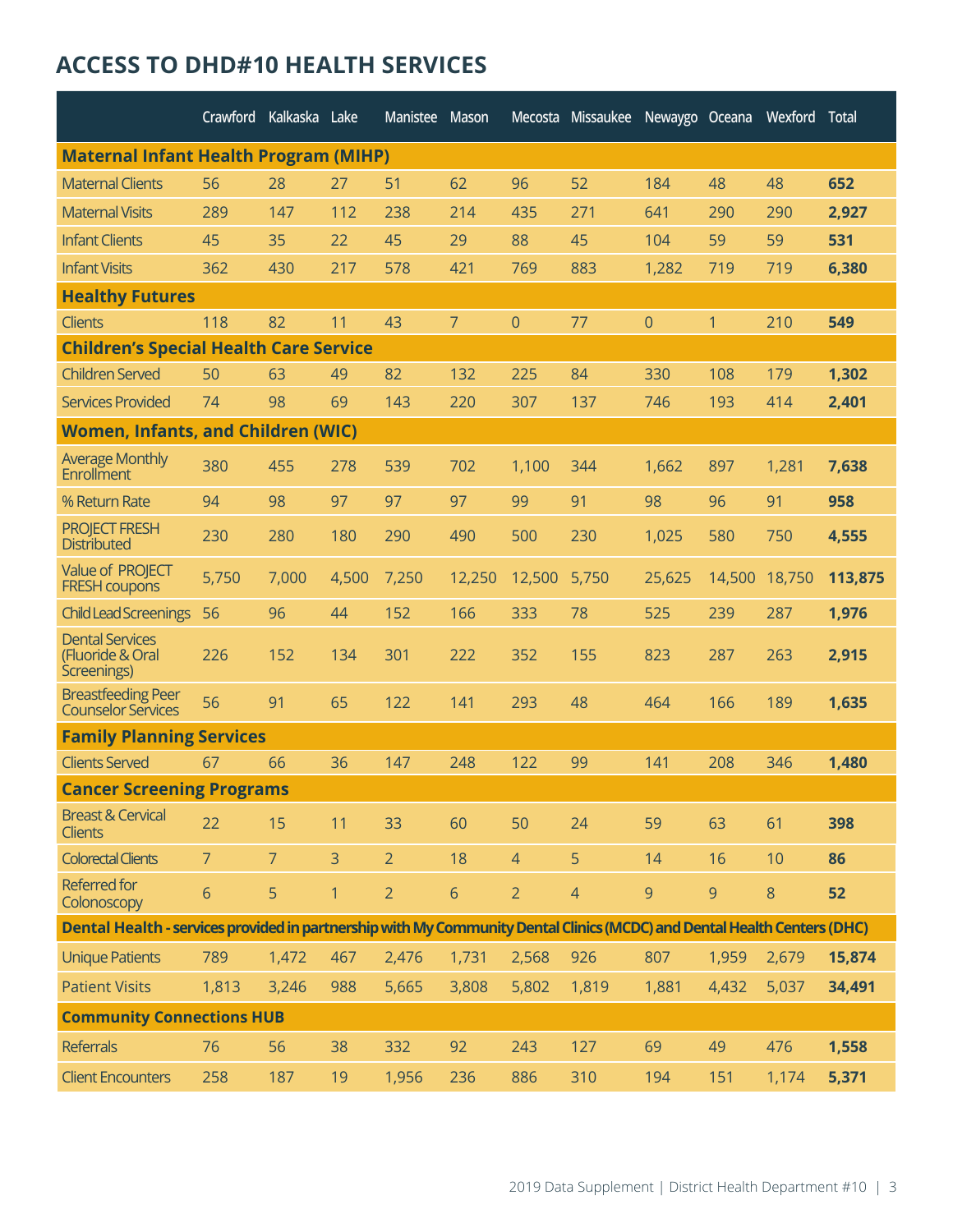## ACCESS TO DHD#10 HEALTH SERVICES

| | Crawford | Kalkaska | Lake | Manistee | Mason | Mecosta | Missaukee | Newaygo | Oceana | Wexford | Total |
|---|---|---|---|---|---|---|---|---|---|---|---|
| **Maternal Infant Health Program (MIHP)** | | | | | | | | | | | |
| Maternal Clients | 56 | 28 | 27 | 51 | 62 | 96 | 52 | 184 | 48 | 48 | **652** |
| Maternal Visits | 289 | 147 | 112 | 238 | 214 | 435 | 271 | 641 | 290 | 290 | **2,927** |
| Infant Clients | 45 | 35 | 22 | 45 | 29 | 88 | 45 | 104 | 59 | 59 | **531** |
| Infant Visits | 362 | 430 | 217 | 578 | 421 | 769 | 883 | 1,282 | 719 | 719 | **6,380** |
| **Healthy Futures** | | | | | | | | | | | |
| Clients | 118 | 82 | 11 | 43 | 7 | 0 | 77 | 0 | 1 | 210 | **549** |
| **Children's Special Health Care Service** | | | | | | | | | | | |
| Children Served | 50 | 63 | 49 | 82 | 132 | 225 | 84 | 330 | 108 | 179 | **1,302** |
| Services Provided | 74 | 98 | 69 | 143 | 220 | 307 | 137 | 746 | 193 | 414 | **2,401** |
| **Women, Infants, and Children (WIC)** | | | | | | | | | | | |
| Average Monthly Enrollment | 380 | 455 | 278 | 539 | 702 | 1,100 | 344 | 1,662 | 897 | 1,281 | **7,638** |
| % Return Rate | 94 | 98 | 97 | 97 | 97 | 99 | 91 | 98 | 96 | 91 | **958** |
| PROJECT FRESH Distributed | 230 | 280 | 180 | 290 | 490 | 500 | 230 | 1,025 | 580 | 750 | **4,555** |
| Value of PROJECT FRESH coupons | 5,750 | 7,000 | 4,500 | 7,250 | 12,250 | 12,500 | 5,750 | 25,625 | 14,500 | 18,750 | **113,875** |
| Child Lead Screenings | 56 | 96 | 44 | 152 | 166 | 333 | 78 | 525 | 239 | 287 | **1,976** |
| Dental Services (Fluoride & Oral Screenings) | 226 | 152 | 134 | 301 | 222 | 352 | 155 | 823 | 287 | 263 | **2,915** |
| Breastfeeding Peer Counselor Services | 56 | 91 | 65 | 122 | 141 | 293 | 48 | 464 | 166 | 189 | **1,635** |
| **Family Planning Services** | | | | | | | | | | | |
| Clients Served | 67 | 66 | 36 | 147 | 248 | 122 | 99 | 141 | 208 | 346 | **1,480** |
| **Cancer Screening Programs** | | | | | | | | | | | |
| Breast & Cervical Clients | 22 | 15 | 11 | 33 | 60 | 50 | 24 | 59 | 63 | 61 | **398** |
| Colorectal Clients | 7 | 7 | 3 | 2 | 18 | 4 | 5 | 14 | 16 | 10 | **86** |
| Referred for Colonoscopy | 6 | 5 | 1 | 2 | 6 | 2 | 4 | 9 | 9 | 8 | **52** |
| **Dental Health - services provided in partnership with My Community Dental Clinics (MCDC) and Dental Health Centers (DHC)** | | | | | | | | | | | |
| Unique Patients | 789 | 1,472 | 467 | 2,476 | 1,731 | 2,568 | 926 | 807 | 1,959 | 2,679 | **15,874** |
| Patient Visits | 1,813 | 3,246 | 988 | 5,665 | 3,808 | 5,802 | 1,819 | 1,881 | 4,432 | 5,037 | **34,491** |
| **Community Connections HUB** | | | | | | | | | | | |
| Referrals | 76 | 56 | 38 | 332 | 92 | 243 | 127 | 69 | 49 | 476 | **1,558** |
| Client Encounters | 258 | 187 | 19 | 1,956 | 236 | 886 | 310 | 194 | 151 | 1,174 | **5,371** |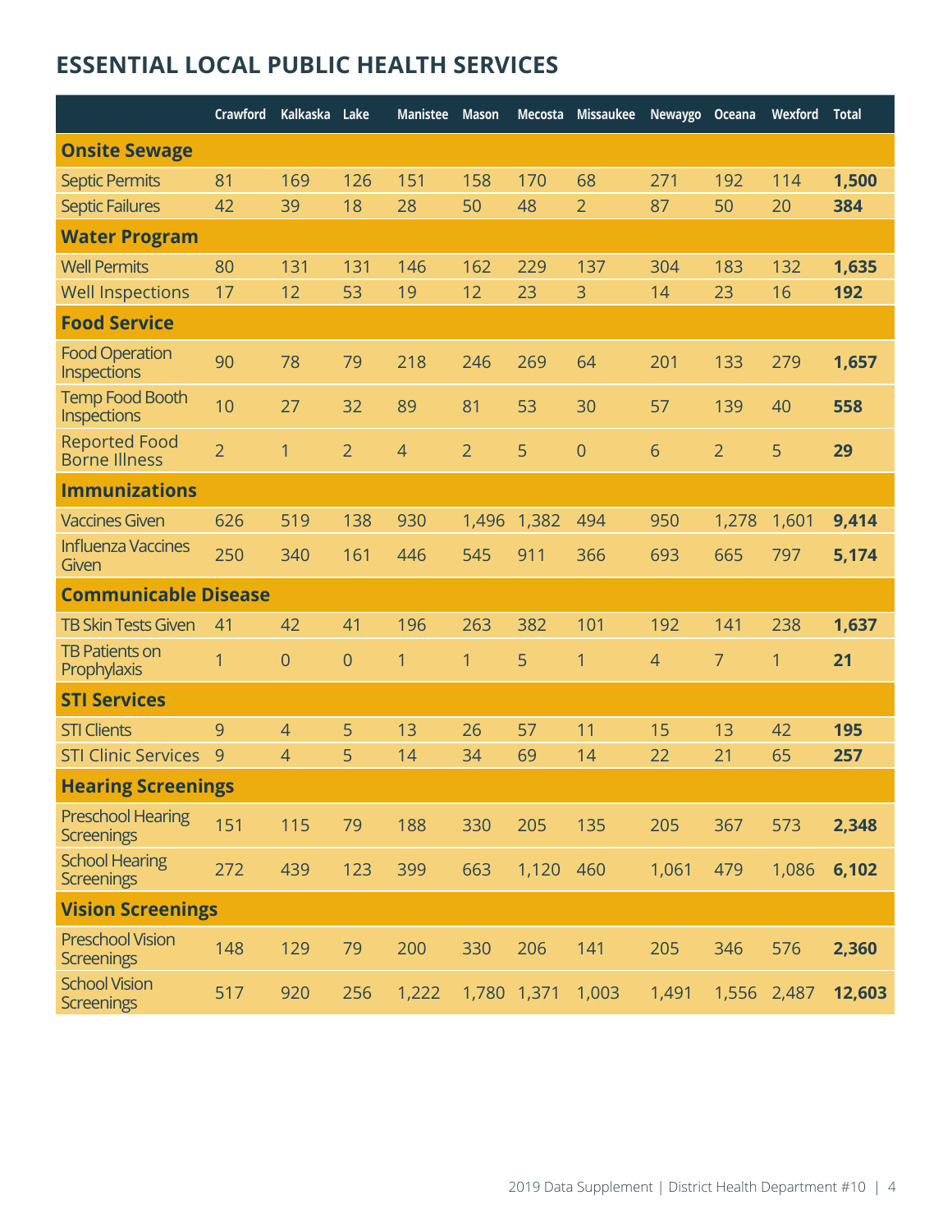## ESSENTIAL LOCAL PUBLIC HEALTH SERVICES

| | Crawford | Kalkaska | Lake | Manistee | Mason | Mecosta | Missaukee | Newaygo | Oceana | Wexford | Total |
|---|---|---|---|---|---|---|---|---|---|---|---|
| **Onsite Sewage** | | | | | | | | | | | |
| Septic Permits | 81 | 169 | 126 | 151 | 158 | 170 | 68 | 271 | 192 | 114 | **1,500** |
| Septic Failures | 42 | 39 | 18 | 28 | 50 | 48 | 2 | 87 | 50 | 20 | **384** |
| **Water Program** | | | | | | | | | | | |
| Well Permits | 80 | 131 | 131 | 146 | 162 | 229 | 137 | 304 | 183 | 132 | **1,635** |
| Well Inspections | 17 | 12 | 53 | 19 | 12 | 23 | 3 | 14 | 23 | 16 | **192** |
| **Food Service** | | | | | | | | | | | |
| Food Operation Inspections | 90 | 78 | 79 | 218 | 246 | 269 | 64 | 201 | 133 | 279 | **1,657** |
| Temp Food Booth Inspections | 10 | 27 | 32 | 89 | 81 | 53 | 30 | 57 | 139 | 40 | **558** |
| Reported Food Borne Illness | 2 | 1 | 2 | 4 | 2 | 5 | 0 | 6 | 2 | 5 | **29** |
| **Immunizations** | | | | | | | | | | | |
| Vaccines Given | 626 | 519 | 138 | 930 | 1,496 | 1,382 | 494 | 950 | 1,278 | 1,601 | **9,414** |
| Influenza Vaccines Given | 250 | 340 | 161 | 446 | 545 | 911 | 366 | 693 | 665 | 797 | **5,174** |
| **Communicable Disease** | | | | | | | | | | | |
| TB Skin Tests Given | 41 | 42 | 41 | 196 | 263 | 382 | 101 | 192 | 141 | 238 | **1,637** |
| TB Patients on Prophylaxis | 1 | 0 | 0 | 1 | 1 | 5 | 1 | 4 | 7 | 1 | **21** |
| **STI Services** | | | | | | | | | | | |
| STI Clients | 9 | 4 | 5 | 13 | 26 | 57 | 11 | 15 | 13 | 42 | **195** |
| STI Clinic Services | 9 | 4 | 5 | 14 | 34 | 69 | 14 | 22 | 21 | 65 | **257** |
| **Hearing Screenings** | | | | | | | | | | | |
| Preschool Hearing Screenings | 151 | 115 | 79 | 188 | 330 | 205 | 135 | 205 | 367 | 573 | **2,348** |
| School Hearing Screenings | 272 | 439 | 123 | 399 | 663 | 1,120 | 460 | 1,061 | 479 | 1,086 | **6,102** |
| **Vision Screenings** | | | | | | | | | | | |
| Preschool Vision Screenings | 148 | 129 | 79 | 200 | 330 | 206 | 141 | 205 | 346 | 576 | **2,360** |
| School Vision Screenings | 517 | 920 | 256 | 1,222 | 1,780 | 1,371 | 1,003 | 1,491 | 1,556 | 2,487 | **12,603** |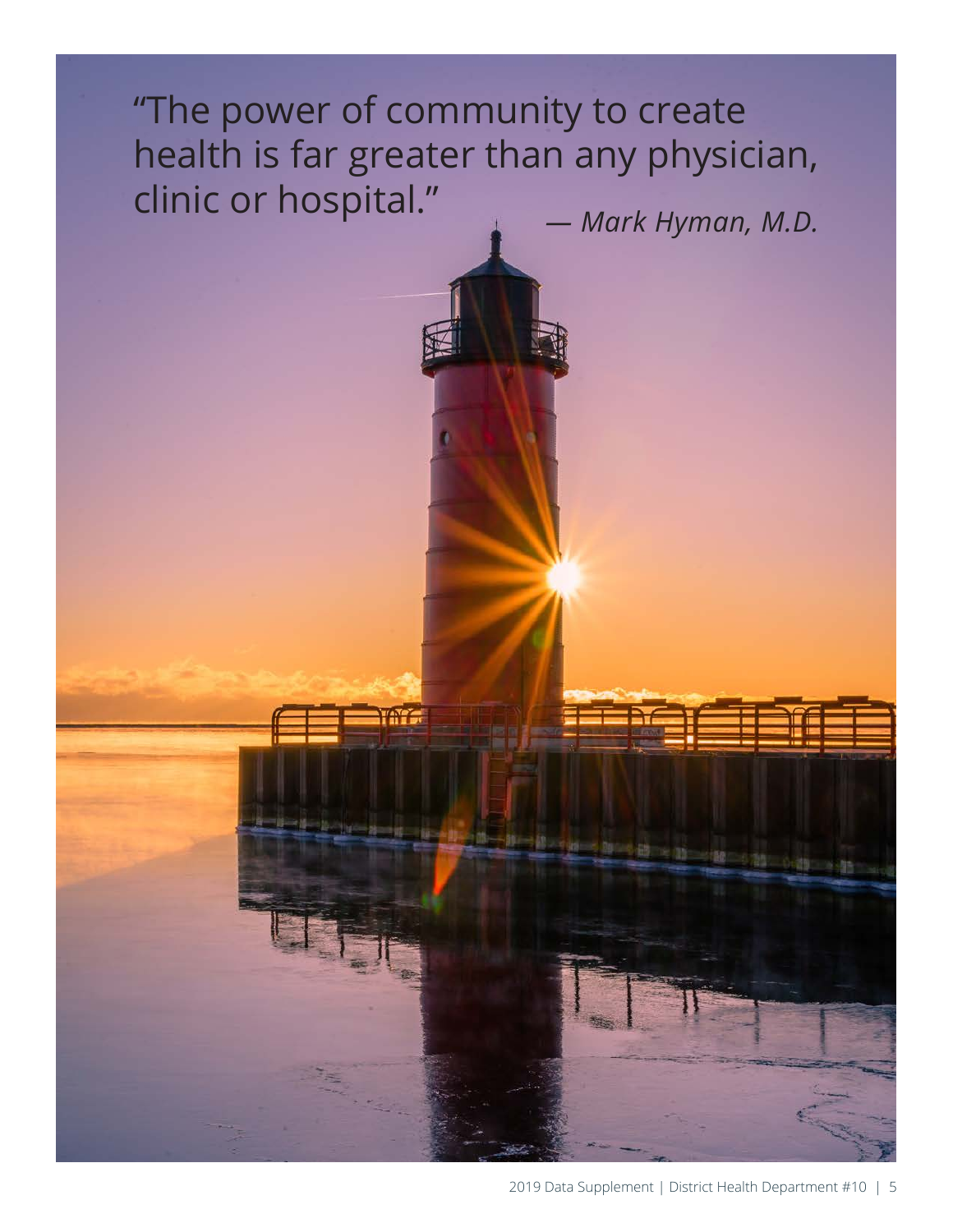"The power of community to create health is far greater than any physician, clinic or hospital."

*— Mark Hyman, M.D.*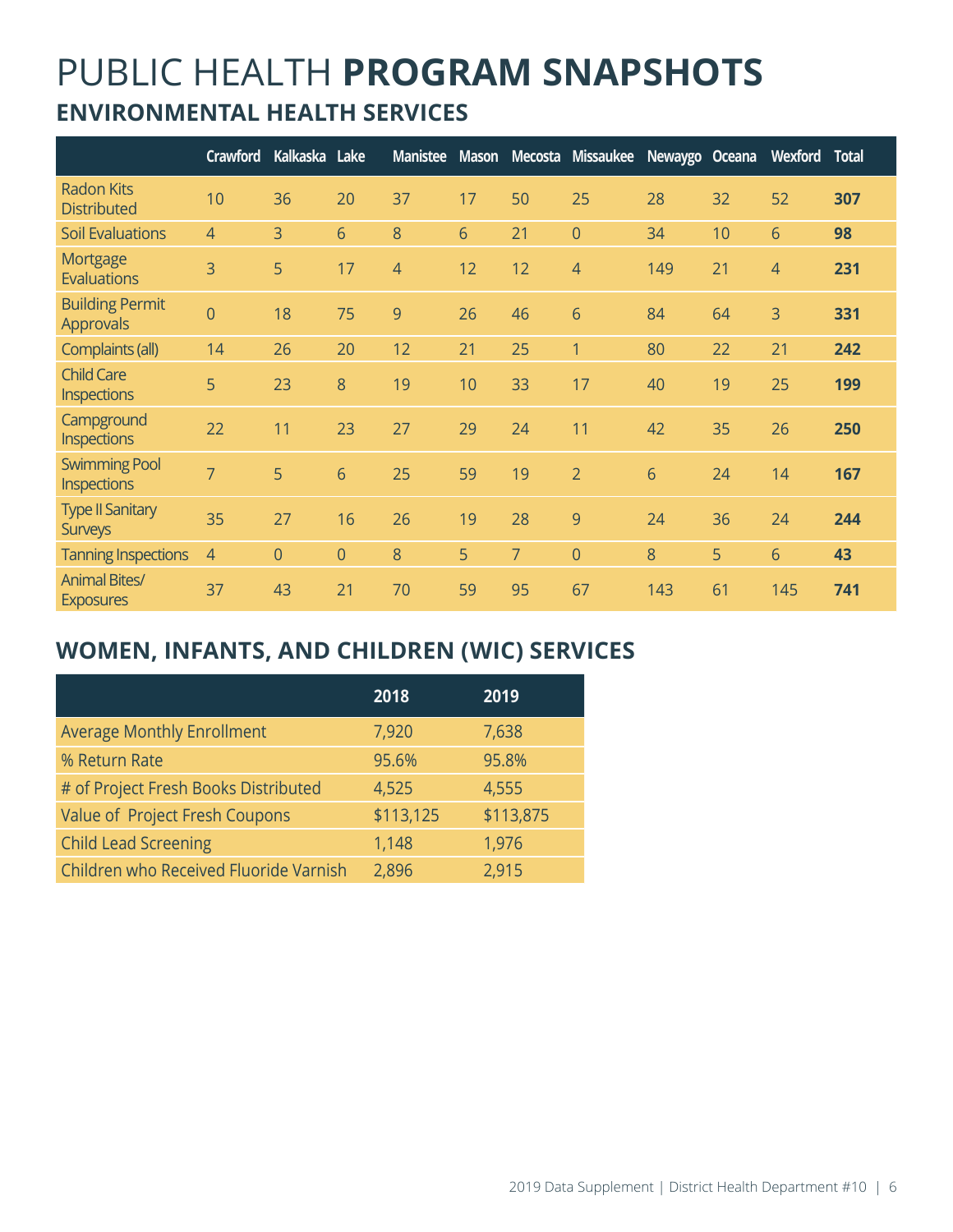# PUBLIC HEALTH **PROGRAM SNAPSHOTS**

## ENVIRONMENTAL HEALTH SERVICES

| | Crawford | Kalkaska | Lake | Manistee | Mason | Mecosta | Missaukee | Newaygo | Oceana | Wexford | Total |
|---|---|---|---|---|---|---|---|---|---|---|---|
| Radon Kits Distributed | 10 | 36 | 20 | 37 | 17 | 50 | 25 | 28 | 32 | 52 | **307** |
| Soil Evaluations | 4 | 3 | 6 | 8 | 6 | 21 | 0 | 34 | 10 | 6 | **98** |
| Mortgage Evaluations | 3 | 5 | 17 | 4 | 12 | 12 | 4 | 149 | 21 | 4 | **231** |
| Building Permit Approvals | 0 | 18 | 75 | 9 | 26 | 46 | 6 | 84 | 64 | 3 | **331** |
| Complaints (all) | 14 | 26 | 20 | 12 | 21 | 25 | 1 | 80 | 22 | 21 | **242** |
| Child Care Inspections | 5 | 23 | 8 | 19 | 10 | 33 | 17 | 40 | 19 | 25 | **199** |
| Campground Inspections | 22 | 11 | 23 | 27 | 29 | 24 | 11 | 42 | 35 | 26 | **250** |
| Swimming Pool Inspections | 7 | 5 | 6 | 25 | 59 | 19 | 2 | 6 | 24 | 14 | **167** |
| Type II Sanitary Surveys | 35 | 27 | 16 | 26 | 19 | 28 | 9 | 24 | 36 | 24 | **244** |
| Tanning Inspections | 4 | 0 | 0 | 8 | 5 | 7 | 0 | 8 | 5 | 6 | **43** |
| Animal Bites/ Exposures | 37 | 43 | 21 | 70 | 59 | 95 | 67 | 143 | 61 | 145 | **741** |

## WOMEN, INFANTS, AND CHILDREN (WIC) SERVICES

| | 2018 | 2019 |
|---|---|---|
| Average Monthly Enrollment | 7,920 | 7,638 |
| % Return Rate | 95.6% | 95.8% |
| # of Project Fresh Books Distributed | 4,525 | 4,555 |
| Value of Project Fresh Coupons | $113,125 | $113,875 |
| Child Lead Screening | 1,148 | 1,976 |
| Children who Received Fluoride Varnish | 2,896 | 2,915 |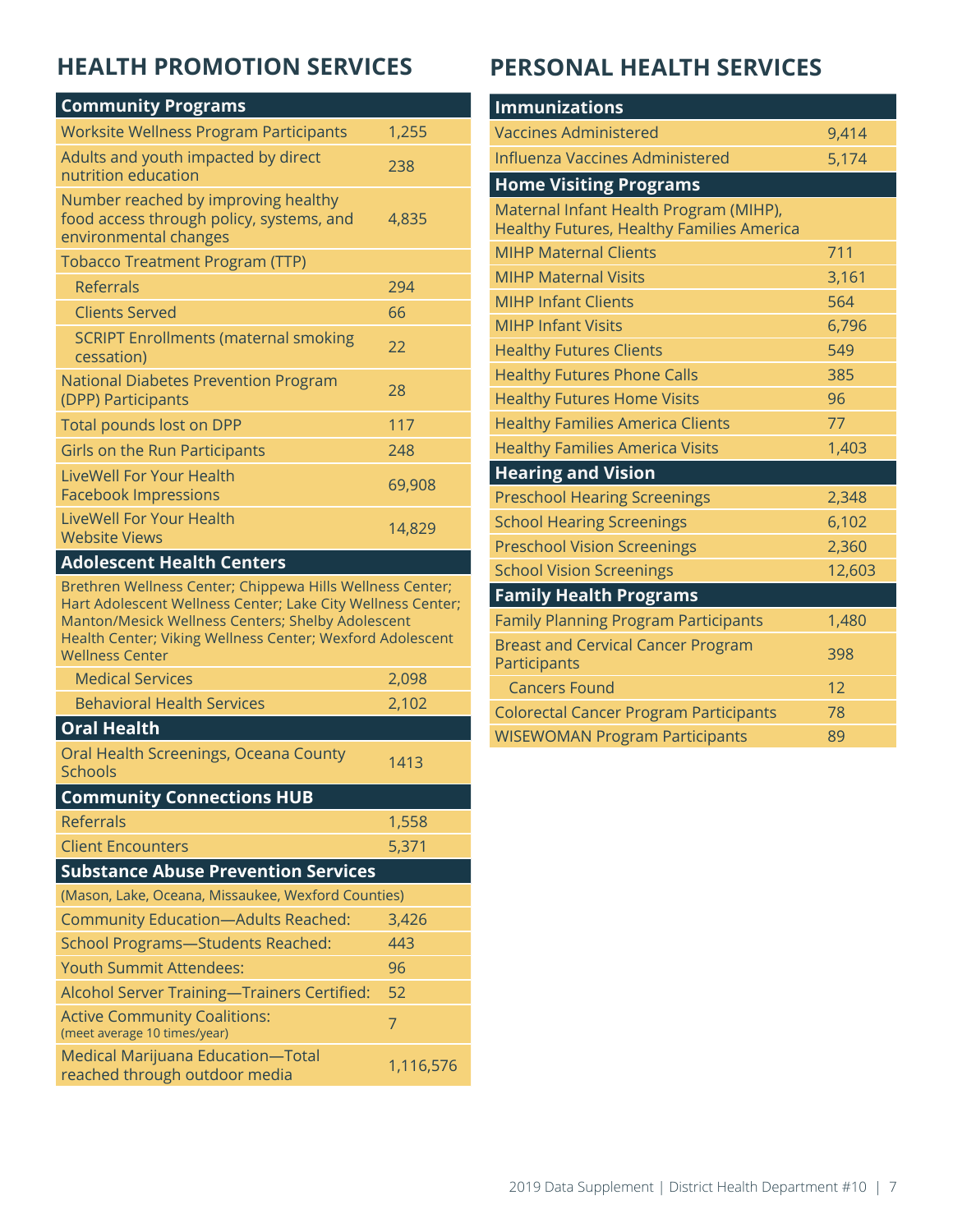## HEALTH PROMOTION SERVICES

| Community Programs | |
|---|---|
| Worksite Wellness Program Participants | 1,255 |
| Adults and youth impacted by direct nutrition education | 238 |
| Number reached by improving healthy food access through policy, systems, and environmental changes | 4,835 |
| Tobacco Treatment Program (TTP) | |
| Referrals | 294 |
| Clients Served | 66 |
| SCRIPT Enrollments (maternal smoking cessation) | 22 |
| National Diabetes Prevention Program (DPP) Participants | 28 |
| Total pounds lost on DPP | 117 |
| Girls on the Run Participants | 248 |
| LiveWell For Your Health Facebook Impressions | 69,908 |
| LiveWell For Your Health Website Views | 14,829 |
| **Adolescent Health Centers** | |
| Brethren Wellness Center; Chippewa Hills Wellness Center; Hart Adolescent Wellness Center; Lake City Wellness Center; Manton/Mesick Wellness Centers; Shelby Adolescent Health Center; Viking Wellness Center; Wexford Adolescent Wellness Center | |
| Medical Services | 2,098 |
| Behavioral Health Services | 2,102 |
| **Oral Health** | |
| Oral Health Screenings, Oceana County Schools | 1413 |
| **Community Connections HUB** | |
| Referrals | 1,558 |
| Client Encounters | 5,371 |
| **Substance Abuse Prevention Services** | |
| (Mason, Lake, Oceana, Missaukee, Wexford Counties) | |
| Community Education—Adults Reached: | 3,426 |
| School Programs—Students Reached: | 443 |
| Youth Summit Attendees: | 96 |
| Alcohol Server Training—Trainers Certified: | 52 |
| Active Community Coalitions: (meet average 10 times/year) | 7 |
| Medical Marijuana Education—Total reached through outdoor media | 1,116,576 |

## PERSONAL HEALTH SERVICES

| Immunizations | |
|---|---|
| Vaccines Administered | 9,414 |
| Influenza Vaccines Administered | 5,174 |
| **Home Visiting Programs** | |
| Maternal Infant Health Program (MIHP), Healthy Futures, Healthy Families America | |
| MIHP Maternal Clients | 711 |
| MIHP Maternal Visits | 3,161 |
| MIHP Infant Clients | 564 |
| MIHP Infant Visits | 6,796 |
| Healthy Futures Clients | 549 |
| Healthy Futures Phone Calls | 385 |
| Healthy Futures Home Visits | 96 |
| Healthy Families America Clients | 77 |
| Healthy Families America Visits | 1,403 |
| **Hearing and Vision** | |
| Preschool Hearing Screenings | 2,348 |
| School Hearing Screenings | 6,102 |
| Preschool Vision Screenings | 2,360 |
| School Vision Screenings | 12,603 |
| **Family Health Programs** | |
| Family Planning Program Participants | 1,480 |
| Breast and Cervical Cancer Program Participants | 398 |
| Cancers Found | 12 |
| Colorectal Cancer Program Participants | 78 |
| WISEWOMAN Program Participants | 89 |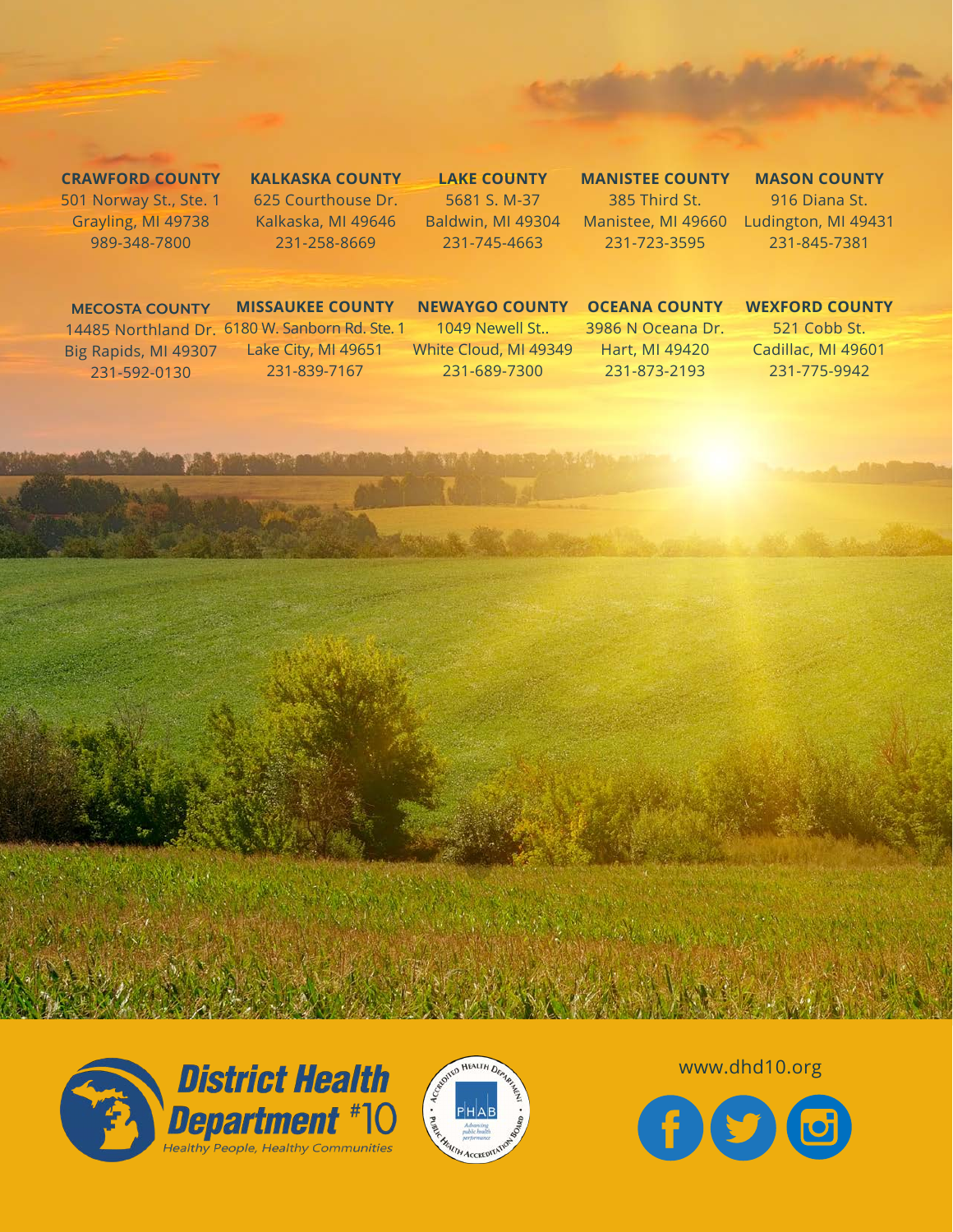**CRAWFORD COUNTY**
501 Norway St., Ste. 1
Grayling, MI 49738
989-348-7800

**KALKASKA COUNTY**
625 Courthouse Dr.
Kalkaska, MI 49646
231-258-8669

**LAKE COUNTY**
5681 S. M-37
Baldwin, MI 49304
231-745-4663

**MANISTEE COUNTY**
385 Third St.
Manistee, MI 49660
231-723-3595

**MASON COUNTY**
916 Diana St.
Ludington, MI 49431
231-845-7381

**MECOSTA COUNTY**
14485 Northland Dr.
Big Rapids, MI 49307
231-592-0130

**MISSAUKEE COUNTY**
6180 W. Sanborn Rd. Ste. 1
Lake City, MI 49651
231-839-7167

**NEWAYGO COUNTY**
1049 Newell St..
White Cloud, MI 49349
231-689-7300

**OCEANA COUNTY**
3986 N Oceana Dr.
Hart, MI 49420
231-873-2193

**WEXFORD COUNTY**
521 Cobb St.
Cadillac, MI 49601
231-775-9942

**District Health Department #10**
*Healthy People, Healthy Communities*

Accredited Health Department • Public Health Accreditation Board
PHAB
Advancing public health performance

www.dhd10.org